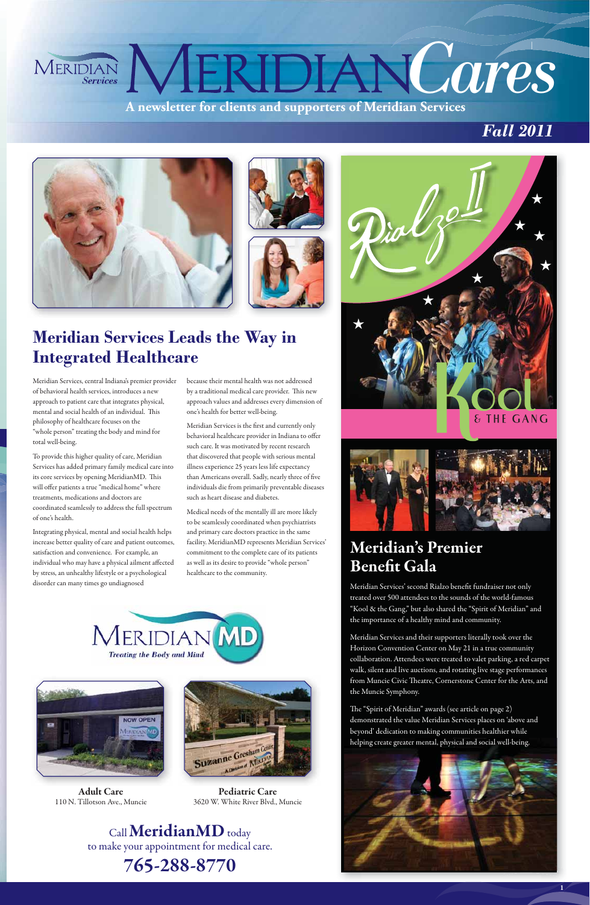# MERIDIAN Cares

**A newsletter for clients and supporters of Meridian Services**

*Fall 2011*

## Meridian Services Leads the Way in Integrated Healthcare

Meridian Services, central Indiana's premier provider of behavioral health services, introduces a new approach to patient care that integrates physical, mental and social health of an individual. This philosophy of healthcare focuses on the "whole person" treating the body and mind for total well-being.

To provide this higher quality of care, Meridian Services has added primary family medical care into its core services by opening MeridianMD. This will offer patients a true "medical home" where treatments, medications and doctors are coordinated seamlessly to address the full spectrum of one's health.

Integrating physical, mental and social health helps increase better quality of care and patient outcomes, satisfaction and convenience. For example, an individual who may have a physical ailment affected by stress, an unhealthy lifestyle or a psychological disorder can many times go undiagnosed because their mental health was not addressed by a traditional medical care provider. This new approach values and addresses every dimension of one's health for better well-being.

Meridian Services is the first and currently only behavioral healthcare provider in Indiana to offer such care. It was motivated by recent research that discovered that people with serious mental illness experience 25 years less life expectancy than Americans overall. Sadly, nearly three of five individuals die from primarily preventable diseases such as heart disease and diabetes.

Medical needs of the mentally ill are more likely to be seamlessly coordinated when psychiatrists and primary care doctors practice in the same facility. MeridianMD represents Meridian Services' commitment to the complete care of its patients as well as its desire to provide "whole person" healthcare to the community.

**MERIDIAN MD**
*Treating the Body and Mind*

**Adult Care**
110 N. Tillotson Ave., Muncie

**Pediatric Care**
3620 W. White River Blvd., Muncie

Call **MeridianMD** today
to make your appointment for medical care.

**765-288-8770**

Rialzo II — Kool & the Gang

## Meridian's Premier Benefit Gala

Meridian Services' second Rialzo benefit fundraiser not only treated over 500 attendees to the sounds of the world-famous "Kool & the Gang," but also shared the "Spirit of Meridian" and the importance of a healthy mind and community.

Meridian Services and their supporters literally took over the Horizon Convention Center on May 21 in a true community collaboration. Attendees were treated to valet parking, a red carpet walk, silent and live auctions, and rotating live stage performances from Muncie Civic Theatre, Cornerstone Center for the Arts, and the Muncie Symphony.

The "Spirit of Meridian" awards (see article on page 2) demonstrated the value Meridian Services places on 'above and beyond' dedication to making communities healthier while helping create greater mental, physical and social well-being.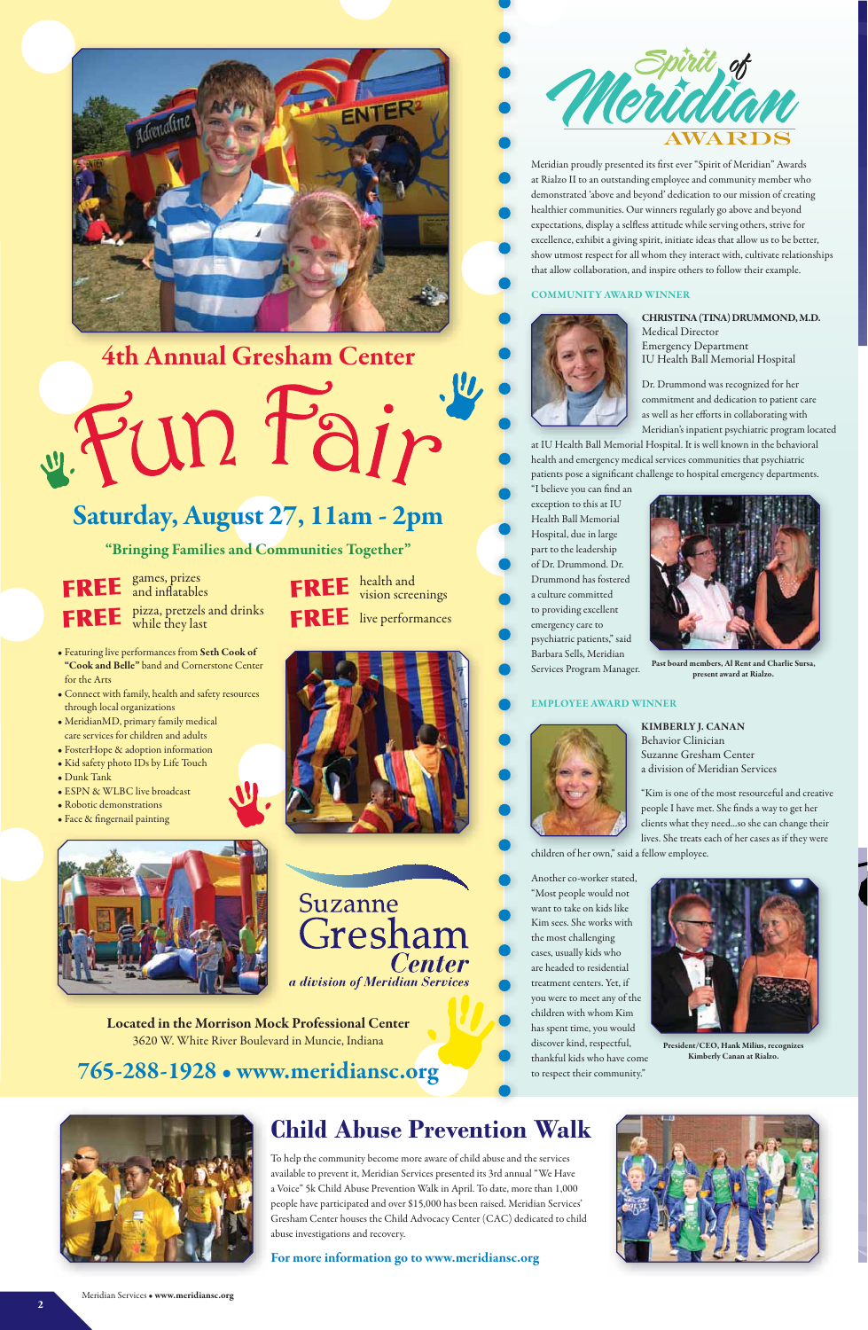## 4th Annual Gresham Center

# Fun Fair

## Saturday, August 27, 11am - 2pm

**"Bringing Families and Communities Together"**

**FREE** games, prizes and inflatables

**FREE** pizza, pretzels and drinks while they last

**FREE** health and vision screenings

**FREE** live performances

- Featuring live performances from **Seth Cook of "Cook and Belle"** band and Cornerstone Center for the Arts
- Connect with family, health and safety resources through local organizations
- MeridianMD, primary family medical care services for children and adults
- FosterHope & adoption information
- Kid safety photo IDs by Life Touch
- Dunk Tank
- ESPN & WLBC live broadcast
- Robotic demonstrations
- Face & fingernail painting

Suzanne Gresham Center
*a division of Meridian Services*

**Located in the Morrison Mock Professional Center**
3620 W. White River Boulevard in Muncie, Indiana

**765-288-1928 • www.meridiansc.org**

# Spirit of Meridian Awards

Meridian proudly presented its first ever "Spirit of Meridian" Awards at Rialzo II to an outstanding employee and community member who demonstrated 'above and beyond' dedication to our mission of creating healthier communities. Our winners regularly go above and beyond expectations, display a selfless attitude while serving others, strive for excellence, exhibit a giving spirit, initiate ideas that allow us to be better, show utmost respect for all whom they interact with, cultivate relationships that allow collaboration, and inspire others to follow their example.

### COMMUNITY AWARD WINNER

**CHRISTINA (TINA) DRUMMOND, M.D.**
Medical Director
Emergency Department
IU Health Ball Memorial Hospital

Dr. Drummond was recognized for her commitment and dedication to patient care as well as her efforts in collaborating with Meridian's inpatient psychiatric program located at IU Health Ball Memorial Hospital. It is well known in the behavioral health and emergency medical services communities that psychiatric patients pose a significant challenge to hospital emergency departments. "I believe you can find an exception to this at IU Health Ball Memorial Hospital, due in large part to the leadership of Dr. Drummond. Dr. Drummond has fostered a culture committed to providing excellent emergency care to psychiatric patients," said Barbara Sells, Meridian Services Program Manager.

**Past board members, Al Rent and Charlie Sursa, present award at Rialzo.**

### EMPLOYEE AWARD WINNER

**KIMBERLY J. CANAN**
Behavior Clinician
Suzanne Gresham Center
a division of Meridian Services

"Kim is one of the most resourceful and creative people I have met. She finds a way to get her clients what they need...so she can change their lives. She treats each of her cases as if they were children of her own," said a fellow employee.

Another co-worker stated, "Most people would not want to take on kids like Kim sees. She works with the most challenging cases, usually kids who are headed to residential treatment centers. Yet, if you were to meet any of the children with whom Kim has spent time, you would discover kind, respectful, thankful kids who have come to respect their community."

**President/CEO, Hank Milius, recognizes Kimberly Canan at Rialzo.**

## Child Abuse Prevention Walk

To help the community become more aware of child abuse and the services available to prevent it, Meridian Services presented its 3rd annual "We Have a Voice" 5k Child Abuse Prevention Walk in April. To date, more than 1,000 people have participated and over $15,000 has been raised. Meridian Services' Gresham Center houses the Child Advocacy Center (CAC) dedicated to child abuse investigations and recovery.

**For more information go to www.meridiansc.org**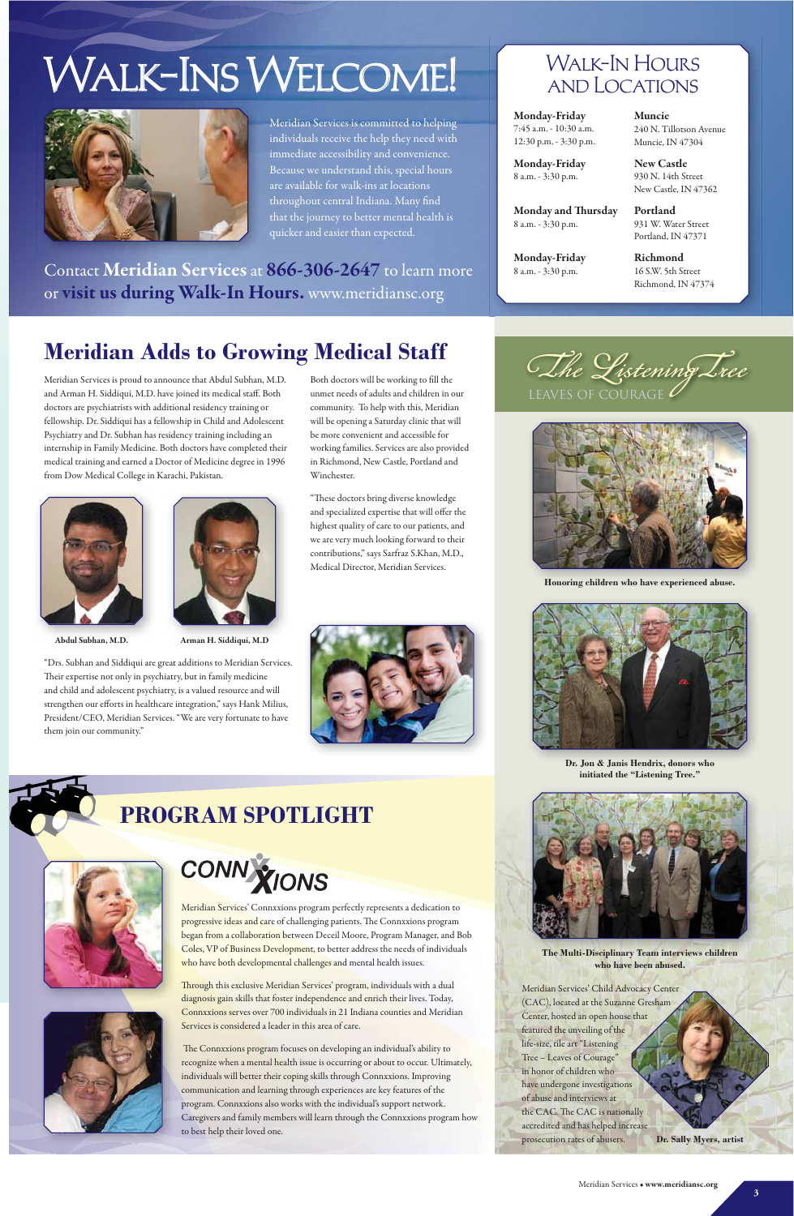# Walk-Ins Welcome!

Meridian Services is committed to helping individuals receive the help they need with immediate accessibility and convenience. Because we understand this, special hours are available for walk-ins at locations throughout central Indiana. Many find that the journey to better mental health is quicker and easier than expected.

Contact **Meridian Services** at **866-306-2647** to learn more or **visit us during Walk-In Hours.** www.meridiansc.org

## Walk-In Hours and Locations

| Hours | Location |
|---|---|
| **Monday-Friday**<br>7:45 a.m. - 10:30 a.m.<br>12:30 p.m. - 3:30 p.m. | **Muncie**<br>240 N. Tillotson Avenue<br>Muncie, IN 47304 |
| **Monday-Friday**<br>8 a.m. - 3:30 p.m. | **New Castle**<br>930 N. 14th Street<br>New Castle, IN 47362 |
| **Monday and Thursday**<br>8 a.m. - 3:30 p.m. | **Portland**<br>931 W. Water Street<br>Portland, IN 47371 |
| **Monday-Friday**<br>8 a.m. - 3:30 p.m. | **Richmond**<br>16 S.W. 5th Street<br>Richmond, IN 47374 |

## Meridian Adds to Growing Medical Staff

Meridian Services is proud to announce that Abdul Subhan, M.D. and Arman H. Siddiqui, M.D. have joined its medical staff. Both doctors are psychiatrists with additional residency training or fellowship. Dr. Siddiqui has a fellowship in Child and Adolescent Psychiatry and Dr. Subhan has residency training including an internship in Family Medicine. Both doctors have completed their medical training and earned a Doctor of Medicine degree in 1996 from Dow Medical College in Karachi, Pakistan.

**Abdul Subhan, M.D.**

**Arman H. Siddiqui, M.D**

"Drs. Subhan and Siddiqui are great additions to Meridian Services. Their expertise not only in psychiatry, but in family medicine and child and adolescent psychiatry, is a valued resource and will strengthen our efforts in healthcare integration," says Hank Milius, President/CEO, Meridian Services. "We are very fortunate to have them join our community."

Both doctors will be working to fill the unmet needs of adults and children in our community. To help with this, Meridian will be opening a Saturday clinic that will be more convenient and accessible for working families. Services are also provided in Richmond, New Castle, Portland and Winchester.

"These doctors bring diverse knowledge and specialized expertise that will offer the highest quality of care to our patients, and we are very much looking forward to their contributions," says Sarfraz S.Khan, M.D., Medical Director, Meridian Services.

## The Listening Tree

LEAVES OF COURAGE

**Honoring children who have experienced abuse.**

**Dr. Jon & Janis Hendrix, donors who initiated the "Listening Tree."**

**The Multi-Disciplinary Team interviews children who have been abused.**

Meridian Services' Child Advocacy Center (CAC), located at the Suzanne Gresham Center, hosted an open house that featured the unveiling of the life-size, tile art "Listening Tree – Leaves of Courage" in honor of children who have undergone investigations of abuse and interviews at the CAC. The CAC is nationally accredited and has helped increase prosecution rates of abusers.

**Dr. Sally Myers, artist**

## Program Spotlight

### Connxions

Meridian Services' Connxxions program perfectly represents a dedication to progressive ideas and care of challenging patients. The Connxxions program began from a collaboration between Deceil Moore, Program Manager, and Bob Coles, VP of Business Development, to better address the needs of individuals who have both developmental challenges and mental health issues.

Through this exclusive Meridian Services' program, individuals with a dual diagnosis gain skills that foster independence and enrich their lives. Today, Connxxions serves over 700 individuals in 21 Indiana counties and Meridian Services is considered a leader in this area of care.

The Connxxions program focuses on developing an individual's ability to recognize when a mental health issue is occurring or about to occur. Ultimately, individuals will better their coping skills through Connxxions. Improving communication and learning through experiences are key features of the program. Connxxions also works with the individual's support network. Caregivers and family members will learn through the Connxxions program how to best help their loved one.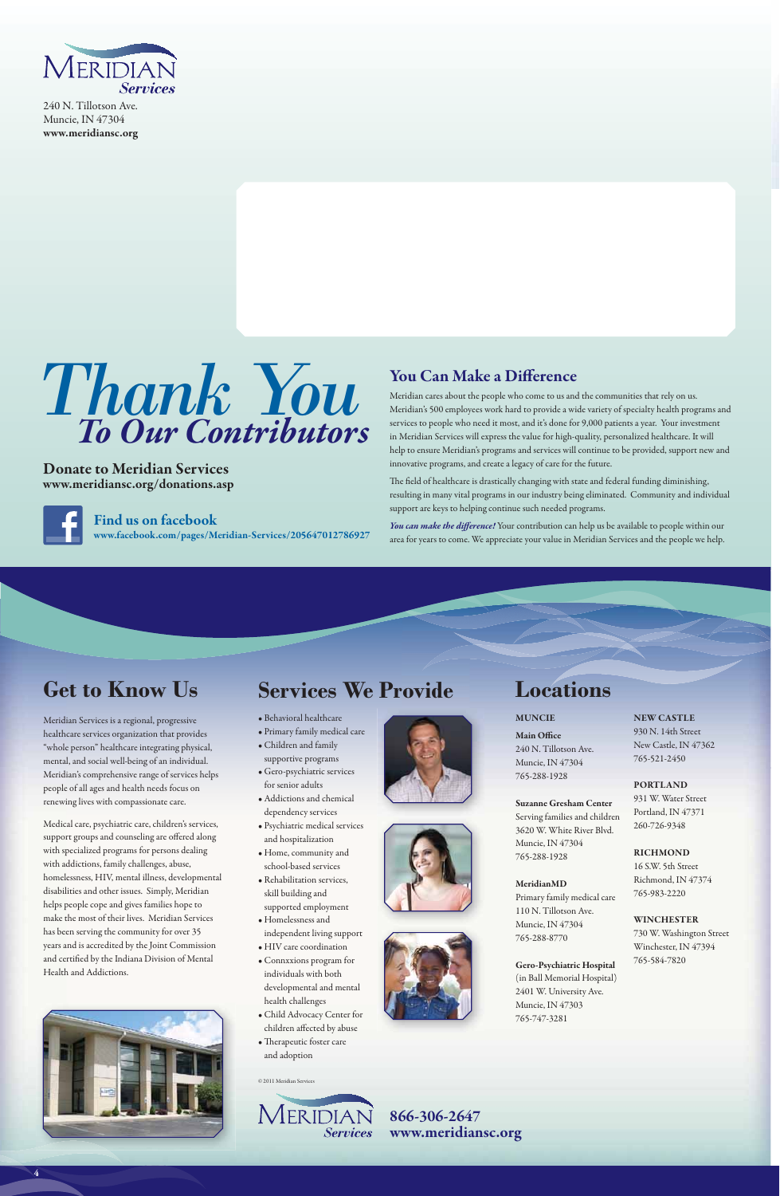MERIDIAN Services

240 N. Tillotson Ave.
Muncie, IN 47304
**www.meridiansc.org**

# *Thank You To Our Contributors*

**Donate to Meridian Services**
**www.meridiansc.org/donations.asp**

**Find us on facebook**
**www.facebook.com/pages/Meridian-Services/205647012786927**

## You Can Make a Difference

Meridian cares about the people who come to us and the communities that rely on us. Meridian's 500 employees work hard to provide a wide variety of specialty health programs and services to people who need it most, and it's done for 9,000 patients a year. Your investment in Meridian Services will express the value for high-quality, personalized healthcare. It will help to ensure Meridian's programs and services will continue to be provided, support new and innovative programs, and create a legacy of care for the future.

The field of healthcare is drastically changing with state and federal funding diminishing, resulting in many vital programs in our industry being eliminated. Community and individual support are keys to helping continue such needed programs.

***You can make the difference!*** Your contribution can help us be available to people within our area for years to come. We appreciate your value in Meridian Services and the people we help.

## Get to Know Us

Meridian Services is a regional, progressive healthcare services organization that provides "whole person" healthcare integrating physical, mental, and social well-being of an individual. Meridian's comprehensive range of services helps people of all ages and health needs focus on renewing lives with compassionate care.

Medical care, psychiatric care, children's services, support groups and counseling are offered along with specialized programs for persons dealing with addictions, family challenges, abuse, homelessness, HIV, mental illness, developmental disabilities and other issues. Simply, Meridian helps people cope and gives families hope to make the most of their lives. Meridian Services has been serving the community for over 35 years and is accredited by the Joint Commission and certified by the Indiana Division of Mental Health and Addictions.

## Services We Provide

- Behavioral healthcare
- Primary family medical care
- Children and family supportive programs
- Gero-psychiatric services for senior adults
- Addictions and chemical dependency services
- Psychiatric medical services and hospitalization
- Home, community and school-based services
- Rehabilitation services, skill building and supported employment
- Homelessness and independent living support
- HIV care coordination
- Connxxions program for individuals with both developmental and mental health challenges
- Child Advocacy Center for children affected by abuse
- Therapeutic foster care and adoption

© 2011 Meridian Services

## Locations

**MUNCIE**

**Main Office**
240 N. Tillotson Ave.
Muncie, IN 47304
765-288-1928

**Suzanne Gresham Center**
Serving families and children
3620 W. White River Blvd.
Muncie, IN 47304
765-288-1928

**MeridianMD**
Primary family medical care
110 N. Tillotson Ave.
Muncie, IN 47304
765-288-8770

**Gero-Psychiatric Hospital**
(in Ball Memorial Hospital)
2401 W. University Ave.
Muncie, IN 47303
765-747-3281

**NEW CASTLE**
930 N. 14th Street
New Castle, IN 47362
765-521-2450

**PORTLAND**
931 W. Water Street
Portland, IN 47371
260-726-9348

**RICHMOND**
16 S.W. 5th Street
Richmond, IN 47374
765-983-2220

**WINCHESTER**
730 W. Washington Street
Winchester, IN 47394
765-584-7820

MERIDIAN Services

**866-306-2647**
**www.meridiansc.org**